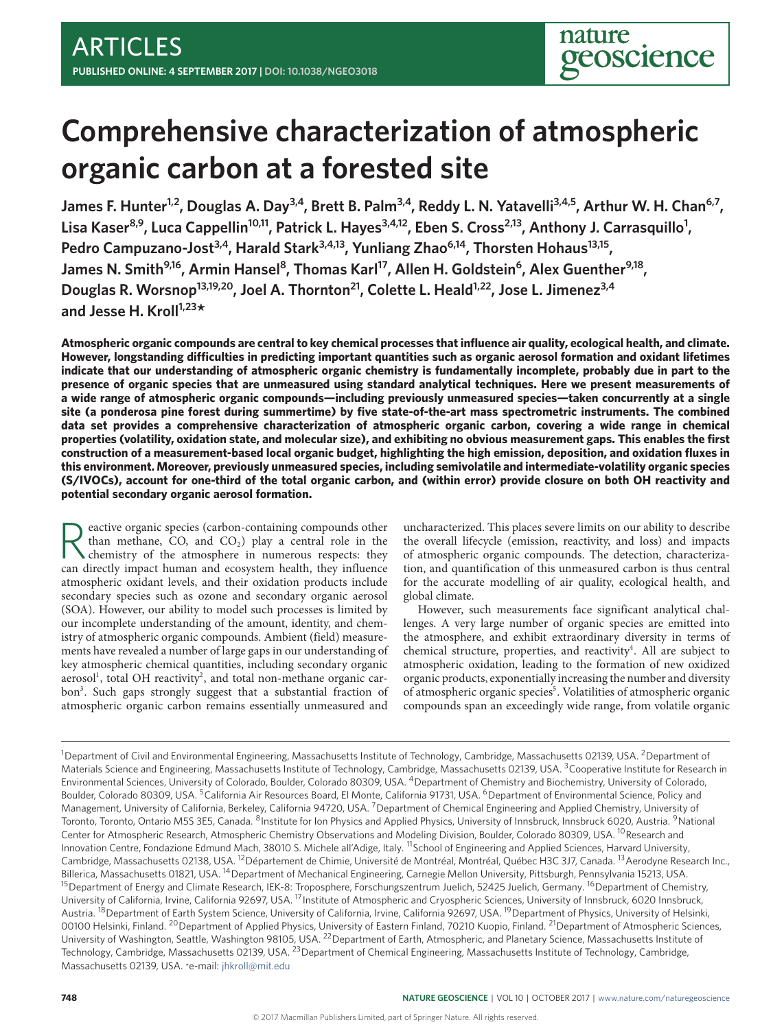ARTICLES

PUBLISHED ONLINE: 4 SEPTEMBER 2017 | DOI: 10.1038/NGEO3018

# Comprehensive characterization of atmospheric organic carbon at a forested site

**James F. Hunter[1,2], Douglas A. Day[3,4], Brett B. Palm[3,4], Reddy L. N. Yatavelli[3,4,5], Arthur W. H. Chan[6,7], Lisa Kaser[8,9], Luca Cappellin[10,11], Patrick L. Hayes[3,4,12], Eben S. Cross[2,13], Anthony J. Carrasquillo[1], Pedro Campuzano-Jost[3,4], Harald Stark[3,4,13], Yunliang Zhao[6,14], Thorsten Hohaus[13,15], James N. Smith[9,16], Armin Hansel[8], Thomas Karl[17], Allen H. Goldstein[6], Alex Guenther[9,18], Douglas R. Worsnop[13,19,20], Joel A. Thornton[21], Colette L. Heald[1,22], Jose L. Jimenez[3,4] and Jesse H. Kroll[1,23]***

**Atmospheric organic compounds are central to key chemical processes that influence air quality, ecological health, and climate. However, longstanding difficulties in predicting important quantities such as organic aerosol formation and oxidant lifetimes indicate that our understanding of atmospheric organic chemistry is fundamentally incomplete, probably due in part to the presence of organic species that are unmeasured using standard analytical techniques. Here we present measurements of a wide range of atmospheric organic compounds—including previously unmeasured species—taken concurrently at a single site (a ponderosa pine forest during summertime) by five state-of-the-art mass spectrometric instruments. The combined data set provides a comprehensive characterization of atmospheric organic carbon, covering a wide range in chemical properties (volatility, oxidation state, and molecular size), and exhibiting no obvious measurement gaps. This enables the first construction of a measurement-based local organic budget, highlighting the high emission, deposition, and oxidation fluxes in this environment. Moreover, previously unmeasured species, including semivolatile and intermediate-volatility organic species (S/IVOCs), account for one-third of the total organic carbon, and (within error) provide closure on both OH reactivity and potential secondary organic aerosol formation.**

Reactive organic species (carbon-containing compounds other than methane, CO, and $CO_2$) play a central role in the chemistry of the atmosphere in numerous respects: they can directly impact human and ecosystem health, they influence atmospheric oxidant levels, and their oxidation products include secondary species such as ozone and secondary organic aerosol (SOA). However, our ability to model such processes is limited by our incomplete understanding of the amount, identity, and chemistry of atmospheric organic compounds. Ambient (field) measurements have revealed a number of large gaps in our understanding of key atmospheric chemical quantities, including secondary organic aerosol[1], total OH reactivity[2], and total non-methane organic carbon[3]. Such gaps strongly suggest that a substantial fraction of atmospheric organic carbon remains essentially unmeasured and uncharacterized. This places severe limits on our ability to describe the overall lifecycle (emission, reactivity, and loss) and impacts of atmospheric organic compounds. The detection, characterization, and quantification of this unmeasured carbon is thus central for the accurate modelling of air quality, ecological health, and global climate.

However, such measurements face significant analytical challenges. A very large number of organic species are emitted into the atmosphere, and exhibit extraordinary diversity in terms of chemical structure, properties, and reactivity[4]. All are subject to atmospheric oxidation, leading to the formation of new oxidized organic products, exponentially increasing the number and diversity of atmospheric organic species[5]. Volatilities of atmospheric organic compounds span an exceedingly wide range, from volatile organic

[1]Department of Civil and Environmental Engineering, Massachusetts Institute of Technology, Cambridge, Massachusetts 02139, USA. [2]Department of Materials Science and Engineering, Massachusetts Institute of Technology, Cambridge, Massachusetts 02139, USA. [3]Cooperative Institute for Research in Environmental Sciences, University of Colorado, Boulder, Colorado 80309, USA. [4]Department of Chemistry and Biochemistry, University of Colorado, Boulder, Colorado 80309, USA. [5]California Air Resources Board, El Monte, California 91731, USA. [6]Department of Environmental Science, Policy and Management, University of California, Berkeley, California 94720, USA. [7]Department of Chemical Engineering and Applied Chemistry, University of Toronto, Toronto, Ontario M5S 3E5, Canada. [8]Institute for Ion Physics and Applied Physics, University of Innsbruck, Innsbruck 6020, Austria. [9]National Center for Atmospheric Research, Atmospheric Chemistry Observations and Modeling Division, Boulder, Colorado 80309, USA. [10]Research and Innovation Centre, Fondazione Edmund Mach, 38010 S. Michele all'Adige, Italy. [11]School of Engineering and Applied Sciences, Harvard University, Cambridge, Massachusetts 02138, USA. [12]Département de Chimie, Université de Montréal, Montréal, Québec H3C 3J7, Canada. [13]Aerodyne Research Inc., Billerica, Massachusetts 01821, USA. [14]Department of Mechanical Engineering, Carnegie Mellon University, Pittsburgh, Pennsylvania 15213, USA. [15]Department of Energy and Climate Research, IEK-8: Troposphere, Forschungszentrum Juelich, 52425 Juelich, Germany. [16]Department of Chemistry, University of California, Irvine, California 92697, USA. [17]Institute of Atmospheric and Cryospheric Sciences, University of Innsbruck, 6020 Innsbruck, Austria. [18]Department of Earth System Science, University of California, Irvine, California 92697, USA. [19]Department of Physics, University of Helsinki, 00100 Helsinki, Finland. [20]Department of Applied Physics, University of Eastern Finland, 70210 Kuopio, Finland. [21]Department of Atmospheric Sciences, University of Washington, Seattle, Washington 98105, USA. [22]Department of Earth, Atmospheric, and Planetary Science, Massachusetts Institute of Technology, Cambridge, Massachusetts 02139, USA. [23]Department of Chemical Engineering, Massachusetts Institute of Technology, Cambridge, Massachusetts 02139, USA. *e-mail: jhkroll@mit.edu

© 2017 Macmillan Publishers Limited, part of Springer Nature. All rights reserved.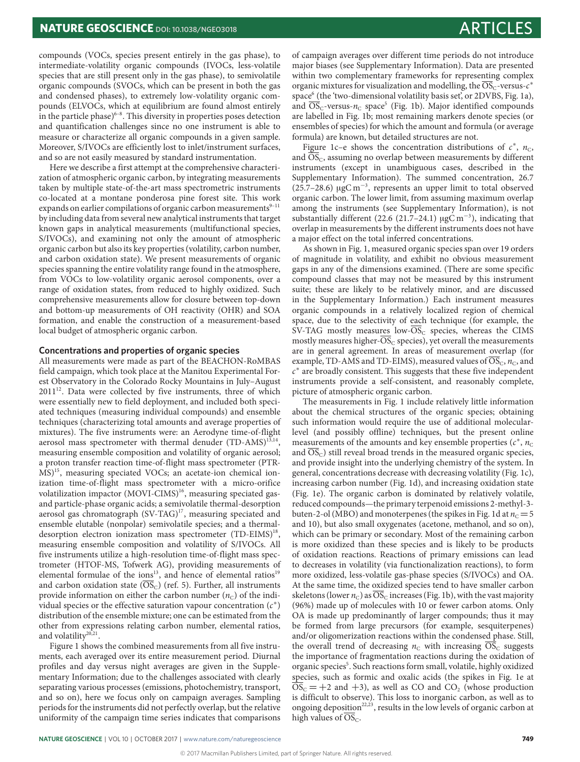compounds (VOCs, species present entirely in the gas phase), to intermediate-volatility organic compounds (IVOCs, less-volatile species that are still present only in the gas phase), to semivolatile organic compounds (SVOCs, which can be present in both the gas and condensed phases), to extremely low-volatility organic compounds (ELVOCs, which at equilibrium are found almost entirely in the particle phase)[6–8]. This diversity in properties poses detection and quantification challenges since no one instrument is able to measure or characterize all organic compounds in a given sample. Moreover, S/IVOCs are efficiently lost to inlet/instrument surfaces, and so are not easily measured by standard instrumentation.

Here we describe a first attempt at the comprehensive characterization of atmospheric organic carbon, by integrating measurements taken by multiple state-of-the-art mass spectrometric instruments co-located at a montane ponderosa pine forest site. This work expands on earlier compilations of organic carbon measurements[9–11] by including data from several new analytical instruments that target known gaps in analytical measurements (multifunctional species, S/IVOCs), and examining not only the amount of atmospheric organic carbon but also its key properties (volatility, carbon number, and carbon oxidation state). We present measurements of organic species spanning the entire volatility range found in the atmosphere, from VOCs to low-volatility organic aerosol components, over a range of oxidation states, from reduced to highly oxidized. Such comprehensive measurements allow for closure between top-down and bottom-up measurements of OH reactivity (OHR) and SOA formation, and enable the construction of a measurement-based local budget of atmospheric organic carbon.

## Concentrations and properties of organic species

All measurements were made as part of the BEACHON-RoMBAS field campaign, which took place at the Manitou Experimental Forest Observatory in the Colorado Rocky Mountains in July–August 2011[12]. Data were collected by five instruments, three of which were essentially new to field deployment, and included both speciated techniques (measuring individual compounds) and ensemble techniques (characterizing total amounts and average properties of mixtures). The five instruments were: an Aerodyne time-of-flight aerosol mass spectrometer with thermal denuder (TD-AMS)[13,14], measuring ensemble composition and volatility of organic aerosol; a proton transfer reaction time-of-flight mass spectrometer (PTR-MS)[15], measuring speciated VOCs; an acetate-ion chemical ionization time-of-flight mass spectrometer with a micro-orifice volatilization impactor (MOVI-CIMS)[16], measuring speciated gas- and particle-phase organic acids; a semivolatile thermal-desorption aerosol gas chromatograph (SV-TAG)[17], measuring speciated and ensemble elutable (nonpolar) semivolatile species; and a thermal-desorption electron ionization mass spectrometer (TD-EIMS)[18], measuring ensemble composition and volatility of S/IVOCs. All five instruments utilize a high-resolution time-of-flight mass spectrometer (HTOF-MS, Tofwerk AG), providing measurements of elemental formulae of the ions[13], and hence of elemental ratios[19] and carbon oxidation state ($\overline{OS}_C$) (ref. 5). Further, all instruments provide information on either the carbon number ($n_C$) of the individual species or the effective saturation vapour concentration ($c^*$) distribution of the ensemble mixture; one can be estimated from the other from expressions relating carbon number, elemental ratios, and volatility[20,21].

Figure 1 shows the combined measurements from all five instruments, each averaged over its entire measurement period. Diurnal profiles and day versus night averages are given in the Supplementary Information; due to the challenges associated with clearly separating various processes (emissions, photochemistry, transport, and so on), here we focus only on campaign averages. Sampling periods for the instruments did not perfectly overlap, but the relative uniformity of the campaign time series indicates that comparisons of campaign averages over different time periods do not introduce major biases (see Supplementary Information). Data are presented within two complementary frameworks for representing complex organic mixtures for visualization and modelling, the $\overline{OS}_C$-versus-$c^*$ space[6] (the 'two-dimensional volatility basis set', or 2DVBS, Fig. 1a), and $\overline{OS}_C$-versus-$n_C$ space[5] (Fig. 1b). Major identified compounds are labelled in Fig. 1b; most remaining markers denote species (or ensembles of species) for which the amount and formula (or average formula) are known, but detailed structures are not.

Figure 1c–e shows the concentration distributions of $c^*$, $n_C$, and $\overline{OS}_C$, assuming no overlap between measurements by different instruments (except in unambiguous cases, described in the Supplementary Information). The summed concentration, 26.7 (25.7–28.6) μgC m$^{-3}$, represents an upper limit to total observed organic carbon. The lower limit, from assuming maximum overlap among the instruments (see Supplementary Information), is not substantially different (22.6 (21.7–24.1) μgC m$^{-3}$), indicating that overlap in measurements by the different instruments does not have a major effect on the total inferred concentrations.

As shown in Fig. 1, measured organic species span over 19 orders of magnitude in volatility, and exhibit no obvious measurement gaps in any of the dimensions examined. (There are some specific compound classes that may not be measured by this instrument suite; these are likely to be relatively minor, and are discussed in the Supplementary Information.) Each instrument measures organic compounds in a relatively localized region of chemical space, due to the selectivity of each technique (for example, the SV-TAG mostly measures low-$\overline{OS}_C$ species, whereas the CIMS mostly measures higher-$\overline{OS}_C$ species), yet overall the measurements are in general agreement. In areas of measurement overlap (for example, TD-AMS and TD-EIMS), measured values of $\overline{OS}_C$, $n_C$, and $c^*$ are broadly consistent. This suggests that these five independent instruments provide a self-consistent, and reasonably complete, picture of atmospheric organic carbon.

The measurements in Fig. 1 include relatively little information about the chemical structures of the organic species; obtaining such information would require the use of additional molecular-level (and possibly offline) techniques, but the present online measurements of the amounts and key ensemble properties ($c^*$, $n_C$ and $\overline{OS}_C$) still reveal broad trends in the measured organic species, and provide insight into the underlying chemistry of the system. In general, concentrations decrease with decreasing volatility (Fig. 1c), increasing carbon number (Fig. 1d), and increasing oxidation state (Fig. 1e). The organic carbon is dominated by relatively volatile, reduced compounds—the primary terpenoid emissions 2-methyl-3-buten-2-ol (MBO) and monoterpenes (the spikes in Fig. 1d at $n_C = 5$ and 10), but also small oxygenates (acetone, methanol, and so on), which can be primary or secondary. Most of the remaining carbon is more oxidized than these species and is likely to be products of oxidation reactions. Reactions of primary emissions can lead to decreases in volatility (via functionalization reactions), to form more oxidized, less-volatile gas-phase species (S/IVOCs) and OA. At the same time, the oxidized species tend to have smaller carbon skeletons (lower $n_C$) as $\overline{OS}_C$ increases (Fig. 1b), with the vast majority (96%) made up of molecules with 10 or fewer carbon atoms. Only OA is made up predominantly of larger compounds; thus it may be formed from large precursors (for example, sesquiterpenes) and/or oligomerization reactions within the condensed phase. Still, the overall trend of decreasing $n_C$ with increasing $\overline{OS}_C$ suggests the importance of fragmentation reactions during the oxidation of organic species[5]. Such reactions form small, volatile, highly oxidized species, such as formic and oxalic acids (the spikes in Fig. 1e at $\overline{OS}_C = +2$ and $+3$), as well as CO and $CO_2$ (whose production is difficult to observe). This loss to inorganic carbon, as well as to ongoing deposition[22,23], results in the low levels of organic carbon at high values of $\overline{OS}_C$.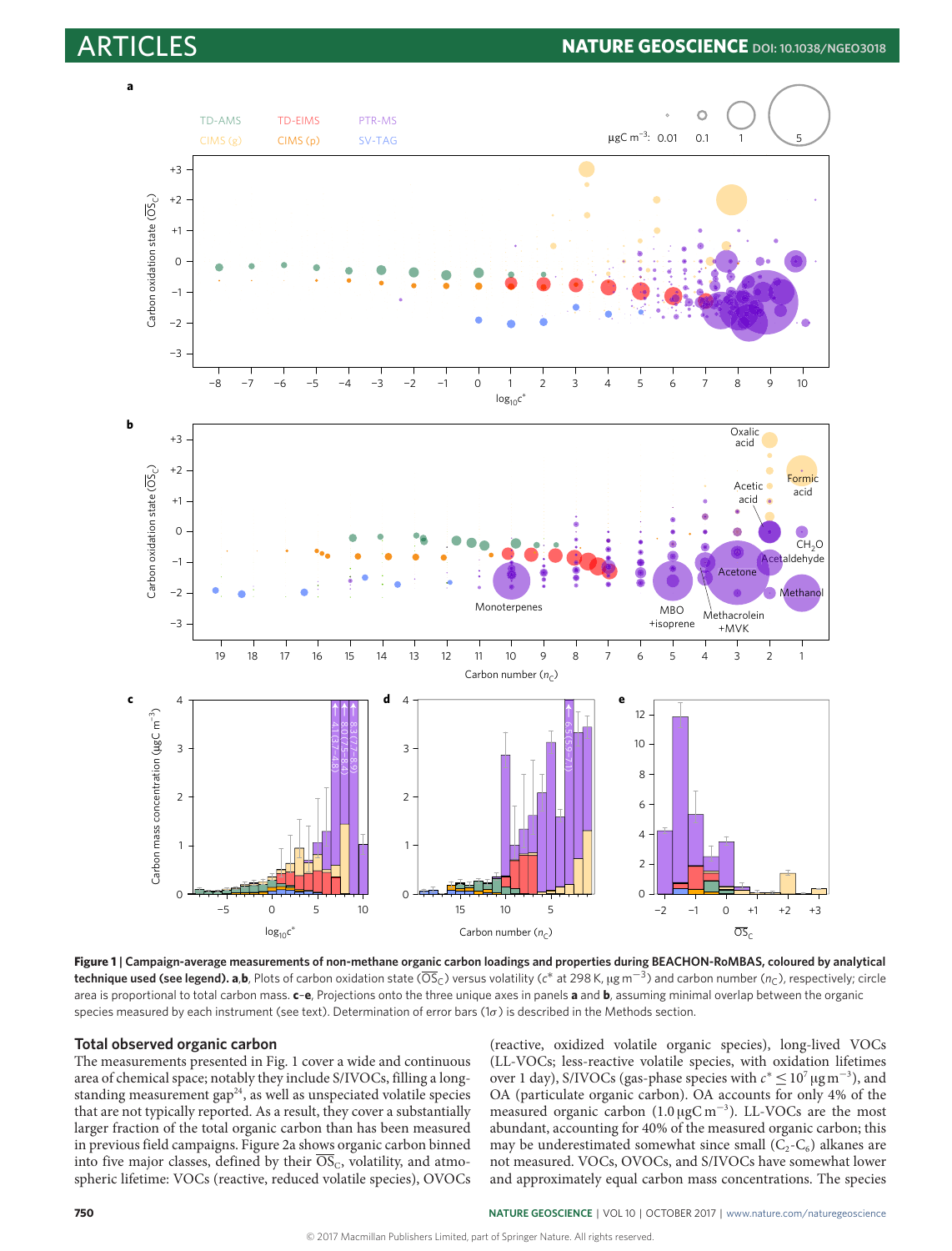**Figure 1 | Campaign-average measurements of non-methane organic carbon loadings and properties during BEACHON-RoMBAS, coloured by analytical technique used (see legend). a**,**b**, Plots of carbon oxidation state ($\overline{OS}_C$) versus volatility ($c^*$ at 298 K, μg $m^{-3}$) and carbon number ($n_C$), respectively; circle area is proportional to total carbon mass. **c**–**e**, Projections onto the three unique axes in panels **a** and **b**, assuming minimal overlap between the organic species measured by each instrument (see text). Determination of error bars (1σ) is described in the Methods section.

## Total observed organic carbon

The measurements presented in Fig. 1 cover a wide and continuous area of chemical space; notably they include S/IVOCs, filling a long-standing measurement gap[24], as well as unspeciated volatile species that are not typically reported. As a result, they cover a substantially larger fraction of the total organic carbon than has been measured in previous field campaigns. Figure 2a shows organic carbon binned into five major classes, defined by their $\overline{OS}_C$, volatility, and atmospheric lifetime: VOCs (reactive, reduced volatile species), OVOCs (reactive, oxidized volatile organic species), long-lived VOCs (LL-VOCs; less-reactive volatile species, with oxidation lifetimes over 1 day), S/IVOCs (gas-phase species with $c^* \leq 10^7$ μg $m^{-3}$), and OA (particulate organic carbon). OA accounts for only 4% of the measured organic carbon (1.0 μgC $m^{-3}$). LL-VOCs are the most abundant, accounting for 40% of the measured organic carbon; this may be underestimated somewhat since small ($C_2$-$C_6$) alkanes are not measured. VOCs, OVOCs, and S/IVOCs have somewhat lower and approximately equal carbon mass concentrations. The species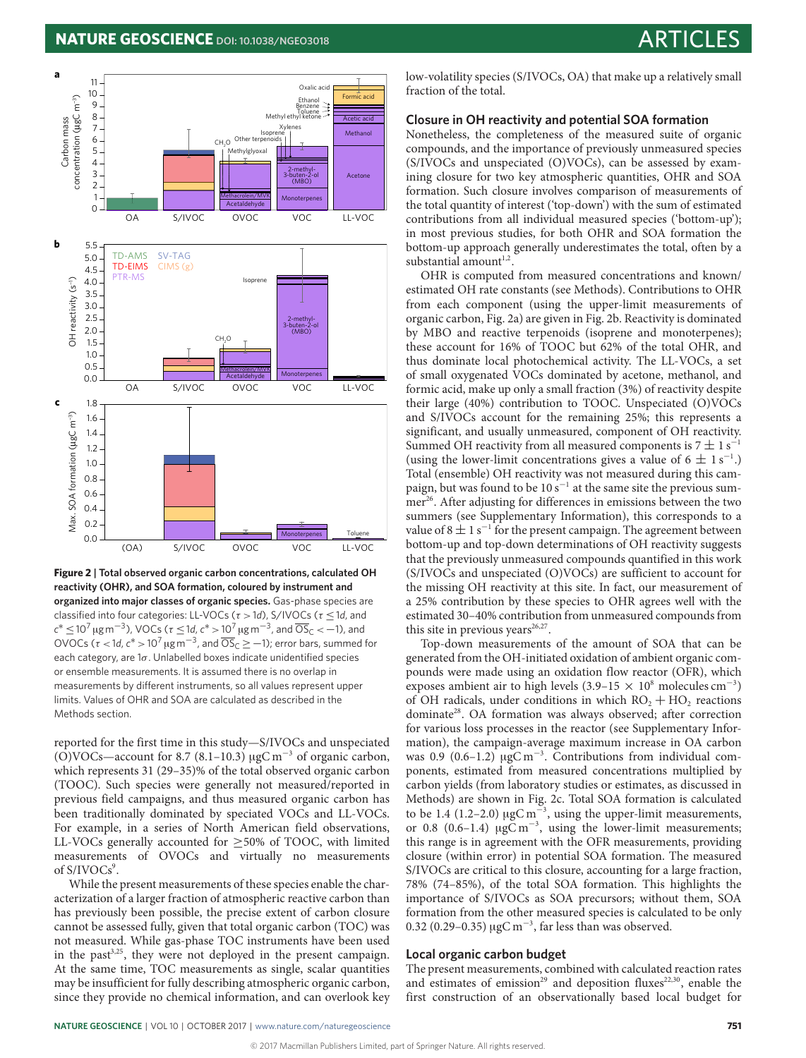**Figure 2 | Total observed organic carbon concentrations, calculated OH reactivity (OHR), and SOA formation, coloured by instrument and organized into major classes of organic species.** Gas-phase species are classified into four categories: LL-VOCs ($\tau > 1d$), S/IVOCs ($\tau \leq 1d$, and $c^* \leq 10^7\ \mu g\,m^{-3}$), VOCs ($\tau \leq 1d$, $c^* > 10^7\ \mu g\,m^{-3}$, and $\overline{OS}_C < -1$), and OVOCs ($\tau < 1d$, $c^* > 10^7\ \mu g\,m^{-3}$, and $\overline{OS}_C \geq -1$); error bars, summed for each category, are $1\sigma$. Unlabelled boxes indicate unidentified species or ensemble measurements. It is assumed there is no overlap in measurements by different instruments, so all values represent upper limits. Values of OHR and SOA are calculated as described in the Methods section.

reported for the first time in this study—S/IVOCs and unspeciated (O)VOCs—account for 8.7 (8.1–10.3) $\mu gC\,m^{-3}$ of organic carbon, which represents 31 (29–35)% of the total observed organic carbon (TOOC). Such species were generally not measured/reported in previous field campaigns, and thus measured organic carbon has been traditionally dominated by speciated VOCs and LL-VOCs. For example, in a series of North American field observations, LL-VOCs generally accounted for ≥50% of TOOC, with limited measurements of OVOCs and virtually no measurements of S/IVOCs[9].

While the present measurements of these species enable the characterization of a larger fraction of atmospheric reactive carbon than has previously been possible, the precise extent of carbon closure cannot be assessed fully, given that total organic carbon (TOC) was not measured. While gas-phase TOC instruments have been used in the past[3,25], they were not deployed in the present campaign. At the same time, TOC measurements as single, scalar quantities may be insufficient for fully describing atmospheric organic carbon, since they provide no chemical information, and can overlook key low-volatility species (S/IVOCs, OA) that make up a relatively small fraction of the total.

### Closure in OH reactivity and potential SOA formation

Nonetheless, the completeness of the measured suite of organic compounds, and the importance of previously unmeasured species (S/IVOCs and unspeciated (O)VOCs), can be assessed by examining closure for two key atmospheric quantities, OHR and SOA formation. Such closure involves comparison of measurements of the total quantity of interest ('top-down') with the sum of estimated contributions from all individual measured species ('bottom-up'); in most previous studies, for both OHR and SOA formation the bottom-up approach generally underestimates the total, often by a substantial amount[1,2].

OHR is computed from measured concentrations and known/estimated OH rate constants (see Methods). Contributions to OHR from each component (using the upper-limit measurements of organic carbon, Fig. 2a) are given in Fig. 2b. Reactivity is dominated by MBO and reactive terpenoids (isoprene and monoterpenes); these account for 16% of TOOC but 62% of the total OHR, and thus dominate local photochemical activity. The LL-VOCs, a set of small oxygenated VOCs dominated by acetone, methanol, and formic acid, make up only a small fraction (3%) of reactivity despite their large (40%) contribution to TOOC. Unspeciated (O)VOCs and S/IVOCs account for the remaining 25%; this represents a significant, and usually unmeasured, component of OH reactivity. Summed OH reactivity from all measured components is $7 \pm 1\ s^{-1}$ (using the lower-limit concentrations gives a value of $6 \pm 1\ s^{-1}$.) Total (ensemble) OH reactivity was not measured during this campaign, but was found to be $10\ s^{-1}$ at the same site the previous summer[26]. After adjusting for differences in emissions between the two summers (see Supplementary Information), this corresponds to a value of $8 \pm 1\ s^{-1}$ for the present campaign. The agreement between bottom-up and top-down determinations of OH reactivity suggests that the previously unmeasured compounds quantified in this work (S/IVOCs and unspeciated (O)VOCs) are sufficient to account for the missing OH reactivity at this site. In fact, our measurement of a 25% contribution by these species to OHR agrees well with the estimated 30–40% contribution from unmeasured compounds from this site in previous years[26,27].

Top-down measurements of the amount of SOA that can be generated from the OH-initiated oxidation of ambient organic compounds were made using an oxidation flow reactor (OFR), which exposes ambient air to high levels ($3.9–15 \times 10^8$ molecules $cm^{-3}$) of OH radicals, under conditions in which $RO_2 + HO_2$ reactions dominate[28]. OA formation was always observed; after correction for various loss processes in the reactor (see Supplementary Information), the campaign-average maximum increase in OA carbon was 0.9 (0.6–1.2) $\mu gC\,m^{-3}$. Contributions from individual components, estimated from measured concentrations multiplied by carbon yields (from laboratory studies or estimates, as discussed in Methods) are shown in Fig. 2c. Total SOA formation is calculated to be 1.4 (1.2–2.0) $\mu gC\,m^{-3}$, using the upper-limit measurements, or 0.8 (0.6–1.4) $\mu gC\,m^{-3}$, using the lower-limit measurements; this range is in agreement with the OFR measurements, providing closure (within error) in potential SOA formation. The measured S/IVOCs are critical to this closure, accounting for a large fraction, 78% (74–85%), of the total SOA formation. This highlights the importance of S/IVOCs as SOA precursors; without them, SOA formation from the other measured species is calculated to be only 0.32 (0.29–0.35) $\mu gC\,m^{-3}$, far less than was observed.

### Local organic carbon budget

The present measurements, combined with calculated reaction rates and estimates of emission[29] and deposition fluxes[22,30], enable the first construction of an observationally based local budget for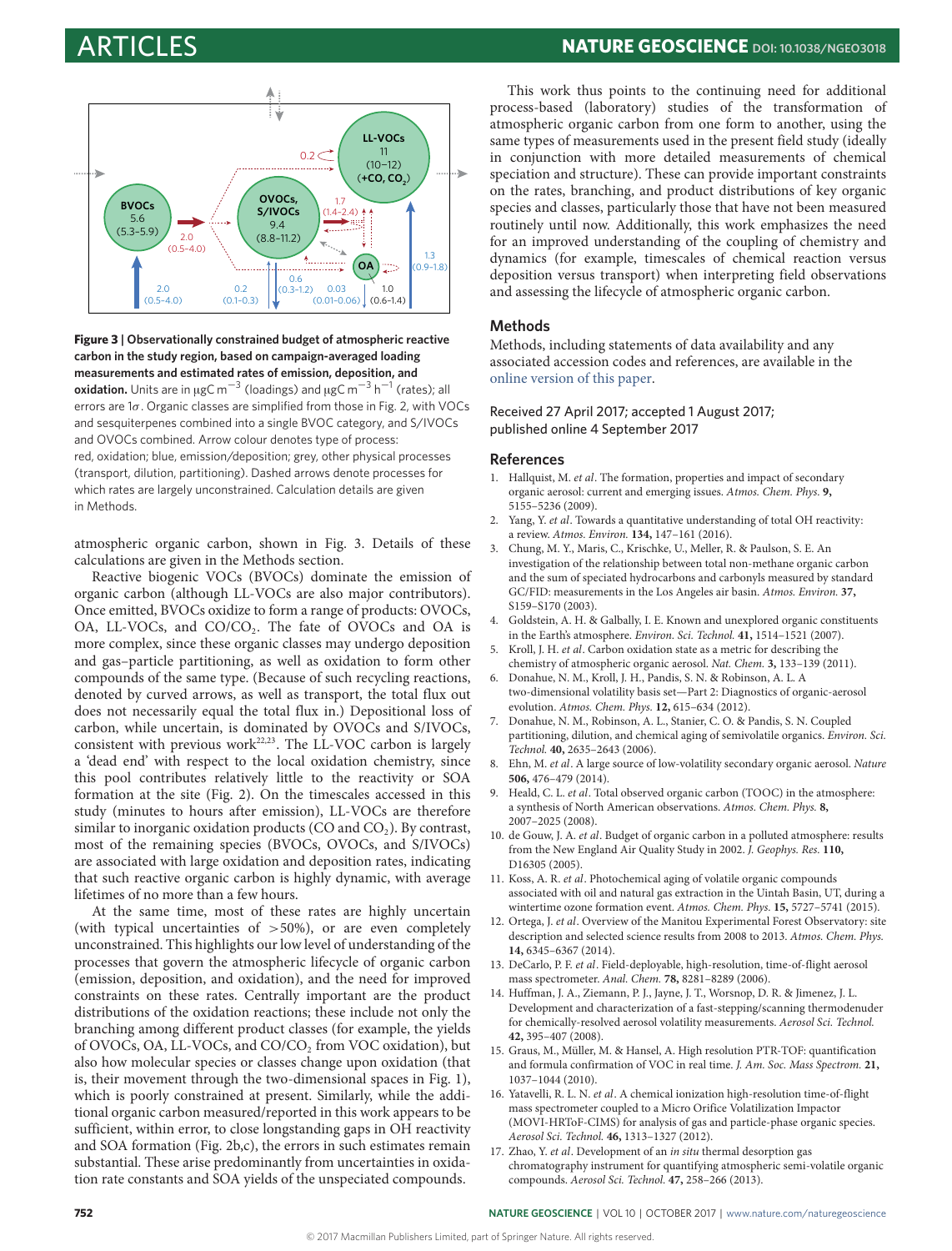**Figure 3 | Observationally constrained budget of atmospheric reactive carbon in the study region, based on campaign-averaged loading measurements and estimated rates of emission, deposition, and oxidation.** Units are in $\mu gC\ m^{-3}$ (loadings) and $\mu gC\ m^{-3}\ h^{-1}$ (rates); all errors are $1\sigma$. Organic classes are simplified from those in Fig. 2, with VOCs and sesquiterpenes combined into a single BVOC category, and S/IVOCs and OVOCs combined. Arrow colour denotes type of process: red, oxidation; blue, emission/deposition; grey, other physical processes (transport, dilution, partitioning). Dashed arrows denote processes for which rates are largely unconstrained. Calculation details are given in Methods.

atmospheric organic carbon, shown in Fig. 3. Details of these calculations are given in the Methods section.

Reactive biogenic VOCs (BVOCs) dominate the emission of organic carbon (although LL-VOCs are also major contributors). Once emitted, BVOCs oxidize to form a range of products: OVOCs, OA, LL-VOCs, and $CO/CO_2$. The fate of OVOCs and OA is more complex, since these organic classes may undergo deposition and gas–particle partitioning, as well as oxidation to form other compounds of the same type. (Because of such recycling reactions, denoted by curved arrows, as well as transport, the total flux out does not necessarily equal the total flux in.) Depositional loss of carbon, while uncertain, is dominated by OVOCs and S/IVOCs, consistent with previous work[22,23]. The LL-VOC carbon is largely a 'dead end' with respect to the local oxidation chemistry, since this pool contributes relatively little to the reactivity or SOA formation at the site (Fig. 2). On the timescales accessed in this study (minutes to hours after emission), LL-VOCs are therefore similar to inorganic oxidation products (CO and $CO_2$). By contrast, most of the remaining species (BVOCs, OVOCs, and S/IVOCs) are associated with large oxidation and deposition rates, indicating that such reactive organic carbon is highly dynamic, with average lifetimes of no more than a few hours.

At the same time, most of these rates are highly uncertain (with typical uncertainties of >50%), or are even completely unconstrained. This highlights our low level of understanding of the processes that govern the atmospheric lifecycle of organic carbon (emission, deposition, and oxidation), and the need for improved constraints on these rates. Centrally important are the product distributions of the oxidation reactions; these include not only the branching among different product classes (for example, the yields of OVOCs, OA, LL-VOCs, and $CO/CO_2$ from VOC oxidation), but also how molecular species or classes change upon oxidation (that is, their movement through the two-dimensional spaces in Fig. 1), which is poorly constrained at present. Similarly, while the additional organic carbon measured/reported in this work appears to be sufficient, within error, to close longstanding gaps in OH reactivity and SOA formation (Fig. 2b,c), the errors in such estimates remain substantial. These arise predominantly from uncertainties in oxidation rate constants and SOA yields of the unspeciated compounds.

This work thus points to the continuing need for additional process-based (laboratory) studies of the transformation of atmospheric organic carbon from one form to another, using the same types of measurements used in the present field study (ideally in conjunction with more detailed measurements of chemical speciation and structure). These can provide important constraints on the rates, branching, and product distributions of key organic species and classes, particularly those that have not been measured routinely until now. Additionally, this work emphasizes the need for an improved understanding of the coupling of chemistry and dynamics (for example, timescales of chemical reaction versus deposition versus transport) when interpreting field observations and assessing the lifecycle of atmospheric organic carbon.

## Methods

Methods, including statements of data availability and any associated accession codes and references, are available in the online version of this paper.

Received 27 April 2017; accepted 1 August 2017;
published online 4 September 2017

## References

1. Hallquist, M. *et al*. The formation, properties and impact of secondary organic aerosol: current and emerging issues. *Atmos. Chem. Phys.* **9,** 5155–5236 (2009).
2. Yang, Y. *et al*. Towards a quantitative understanding of total OH reactivity: a review. *Atmos. Environ.* **134,** 147–161 (2016).
3. Chung, M. Y., Maris, C., Krischke, U., Meller, R. & Paulson, S. E. An investigation of the relationship between total non-methane organic carbon and the sum of speciated hydrocarbons and carbonyls measured by standard GC/FID: measurements in the Los Angeles air basin. *Atmos. Environ.* **37,** S159–S170 (2003).
4. Goldstein, A. H. & Galbally, I. E. Known and unexplored organic constituents in the Earth's atmosphere. *Environ. Sci. Technol.* **41,** 1514–1521 (2007).
5. Kroll, J. H. *et al*. Carbon oxidation state as a metric for describing the chemistry of atmospheric organic aerosol. *Nat. Chem.* **3,** 133–139 (2011).
6. Donahue, N. M., Kroll, J. H., Pandis, S. N. & Robinson, A. L. A two-dimensional volatility basis set—Part 2: Diagnostics of organic-aerosol evolution. *Atmos. Chem. Phys.* **12,** 615–634 (2012).
7. Donahue, N. M., Robinson, A. L., Stanier, C. O. & Pandis, S. N. Coupled partitioning, dilution, and chemical aging of semivolatile organics. *Environ. Sci. Technol.* **40,** 2635–2643 (2006).
8. Ehn, M. *et al*. A large source of low-volatility secondary organic aerosol. *Nature* **506,** 476–479 (2014).
9. Heald, C. L. *et al*. Total observed organic carbon (TOOC) in the atmosphere: a synthesis of North American observations. *Atmos. Chem. Phys.* **8,** 2007–2025 (2008).
10. de Gouw, J. A. *et al*. Budget of organic carbon in a polluted atmosphere: results from the New England Air Quality Study in 2002. *J. Geophys. Res.* **110,** D16305 (2005).
11. Koss, A. R. *et al*. Photochemical aging of volatile organic compounds associated with oil and natural gas extraction in the Uintah Basin, UT, during a wintertime ozone formation event. *Atmos. Chem. Phys.* **15,** 5727–5741 (2015).
12. Ortega, J. *et al*. Overview of the Manitou Experimental Forest Observatory: site description and selected science results from 2008 to 2013. *Atmos. Chem. Phys.* **14,** 6345–6367 (2014).
13. DeCarlo, P. F. *et al*. Field-deployable, high-resolution, time-of-flight aerosol mass spectrometer. *Anal. Chem.* **78,** 8281–8289 (2006).
14. Huffman, J. A., Ziemann, P. J., Jayne, J. T., Worsnop, D. R. & Jimenez, J. L. Development and characterization of a fast-stepping/scanning thermodenuder for chemically-resolved aerosol volatility measurements. *Aerosol Sci. Technol.* **42,** 395–407 (2008).
15. Graus, M., Müller, M. & Hansel, A. High resolution PTR-TOF: quantification and formula confirmation of VOC in real time. *J. Am. Soc. Mass Spectrom.* **21,** 1037–1044 (2010).
16. Yatavelli, R. L. N. *et al*. A chemical ionization high-resolution time-of-flight mass spectrometer coupled to a Micro Orifice Volatilization Impactor (MOVI-HRToF-CIMS) for analysis of gas and particle-phase organic species. *Aerosol Sci. Technol.* **46,** 1313–1327 (2012).
17. Zhao, Y. *et al*. Development of an *in situ* thermal desorption gas chromatography instrument for quantifying atmospheric semi-volatile organic compounds. *Aerosol Sci. Technol.* **47,** 258–266 (2013).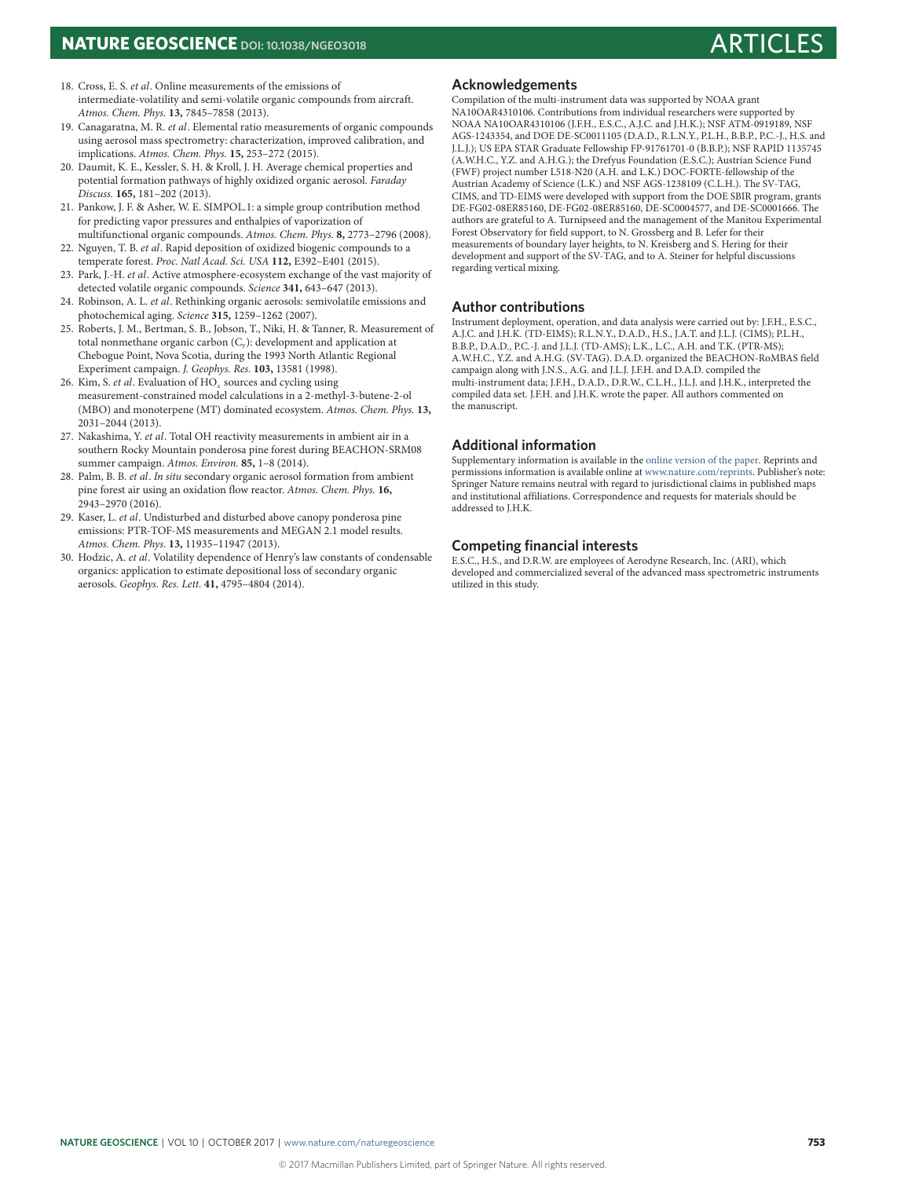18. Cross, E. S. *et al*. Online measurements of the emissions of intermediate-volatility and semi-volatile organic compounds from aircraft. *Atmos. Chem. Phys.* **13,** 7845–7858 (2013).
19. Canagaratna, M. R. *et al*. Elemental ratio measurements of organic compounds using aerosol mass spectrometry: characterization, improved calibration, and implications. *Atmos. Chem. Phys.* **15,** 253–272 (2015).
20. Daumit, K. E., Kessler, S. H. & Kroll, J. H. Average chemical properties and potential formation pathways of highly oxidized organic aerosol. *Faraday Discuss.* **165,** 181–202 (2013).
21. Pankow, J. F. & Asher, W. E. SIMPOL.1: a simple group contribution method for predicting vapor pressures and enthalpies of vaporization of multifunctional organic compounds. *Atmos. Chem. Phys.* **8,** 2773–2796 (2008).
22. Nguyen, T. B. *et al*. Rapid deposition of oxidized biogenic compounds to a temperate forest. *Proc. Natl Acad. Sci. USA* **112,** E392–E401 (2015).
23. Park, J.-H. *et al*. Active atmosphere-ecosystem exchange of the vast majority of detected volatile organic compounds. *Science* **341,** 643–647 (2013).
24. Robinson, A. L. *et al*. Rethinking organic aerosols: semivolatile emissions and photochemical aging. *Science* **315,** 1259–1262 (2007).
25. Roberts, J. M., Bertman, S. B., Jobson, T., Niki, H. & Tanner, R. Measurement of total nonmethane organic carbon ($C_y$): development and application at Chebogue Point, Nova Scotia, during the 1993 North Atlantic Regional Experiment campaign. *J. Geophys. Res.* **103,** 13581 (1998).
26. Kim, S. *et al*. Evaluation of $HO_x$ sources and cycling using measurement-constrained model calculations in a 2-methyl-3-butene-2-ol (MBO) and monoterpene (MT) dominated ecosystem. *Atmos. Chem. Phys.* **13,** 2031–2044 (2013).
27. Nakashima, Y. *et al*. Total OH reactivity measurements in ambient air in a southern Rocky Mountain ponderosa pine forest during BEACHON-SRM08 summer campaign. *Atmos. Environ.* **85,** 1–8 (2014).
28. Palm, B. B. *et al*. *In situ* secondary organic aerosol formation from ambient pine forest air using an oxidation flow reactor. *Atmos. Chem. Phys.* **16,** 2943–2970 (2016).
29. Kaser, L. *et al*. Undisturbed and disturbed above canopy ponderosa pine emissions: PTR-TOF-MS measurements and MEGAN 2.1 model results. *Atmos. Chem. Phys.* **13,** 11935–11947 (2013).
30. Hodzic, A. *et al*. Volatility dependence of Henry's law constants of condensable organics: application to estimate depositional loss of secondary organic aerosols. *Geophys. Res. Lett.* **41,** 4795–4804 (2014).

## Acknowledgements

Compilation of the multi-instrument data was supported by NOAA grant NA10OAR4310106. Contributions from individual researchers were supported by NOAA NA10OAR4310106 (J.F.H., E.S.C., A.J.C. and J.H.K.); NSF ATM-0919189, NSF AGS-1243354, and DOE DE-SC0011105 (D.A.D., R.L.N.Y., P.L.H., B.B.P., P.C.-J., H.S. and J.L.J.); US EPA STAR Graduate Fellowship FP-91761701-0 (B.B.P.); NSF RAPID 1135745 (A.W.H.C., Y.Z. and A.H.G.); the Drefyus Foundation (E.S.C.); Austrian Science Fund (FWF) project number L518-N20 (A.H. and L.K.) DOC-FORTE-fellowship of the Austrian Academy of Science (L.K.) and NSF AGS-1238109 (C.L.H.). The SV-TAG, CIMS, and TD-EIMS were developed with support from the DOE SBIR program, grants DE-FG02-08ER85160, DE-FG02-08ER85160, DE-SC0004577, and DE-SC0001666. The authors are grateful to A. Turnipseed and the management of the Manitou Experimental Forest Observatory for field support, to N. Grossberg and B. Lefer for their measurements of boundary layer heights, to N. Kreisberg and S. Hering for their development and support of the SV-TAG, and to A. Steiner for helpful discussions regarding vertical mixing.

## Author contributions

Instrument deployment, operation, and data analysis were carried out by: J.F.H., E.S.C., A.J.C. and J.H.K. (TD-EIMS); R.L.N.Y., D.A.D., H.S., J.A.T. and J.L.J. (CIMS); P.L.H., B.B.P., D.A.D., P.C.-J. and J.L.J. (TD-AMS); L.K., L.C., A.H. and T.K. (PTR-MS); A.W.H.C., Y.Z. and A.H.G. (SV-TAG). D.A.D. organized the BEACHON-RoMBAS field campaign along with J.N.S., A.G. and J.L.J. J.F.H. and D.A.D. compiled the multi-instrument data; J.F.H., D.A.D., D.R.W., C.L.H., J.L.J. and J.H.K., interpreted the compiled data set. J.F.H. and J.H.K. wrote the paper. All authors commented on the manuscript.

## Additional information

Supplementary information is available in the online version of the paper. Reprints and permissions information is available online at www.nature.com/reprints. Publisher's note: Springer Nature remains neutral with regard to jurisdictional claims in published maps and institutional affiliations. Correspondence and requests for materials should be addressed to J.H.K.

## Competing financial interests

E.S.C., H.S., and D.R.W. are employees of Aerodyne Research, Inc. (ARI), which developed and commercialized several of the advanced mass spectrometric instruments utilized in this study.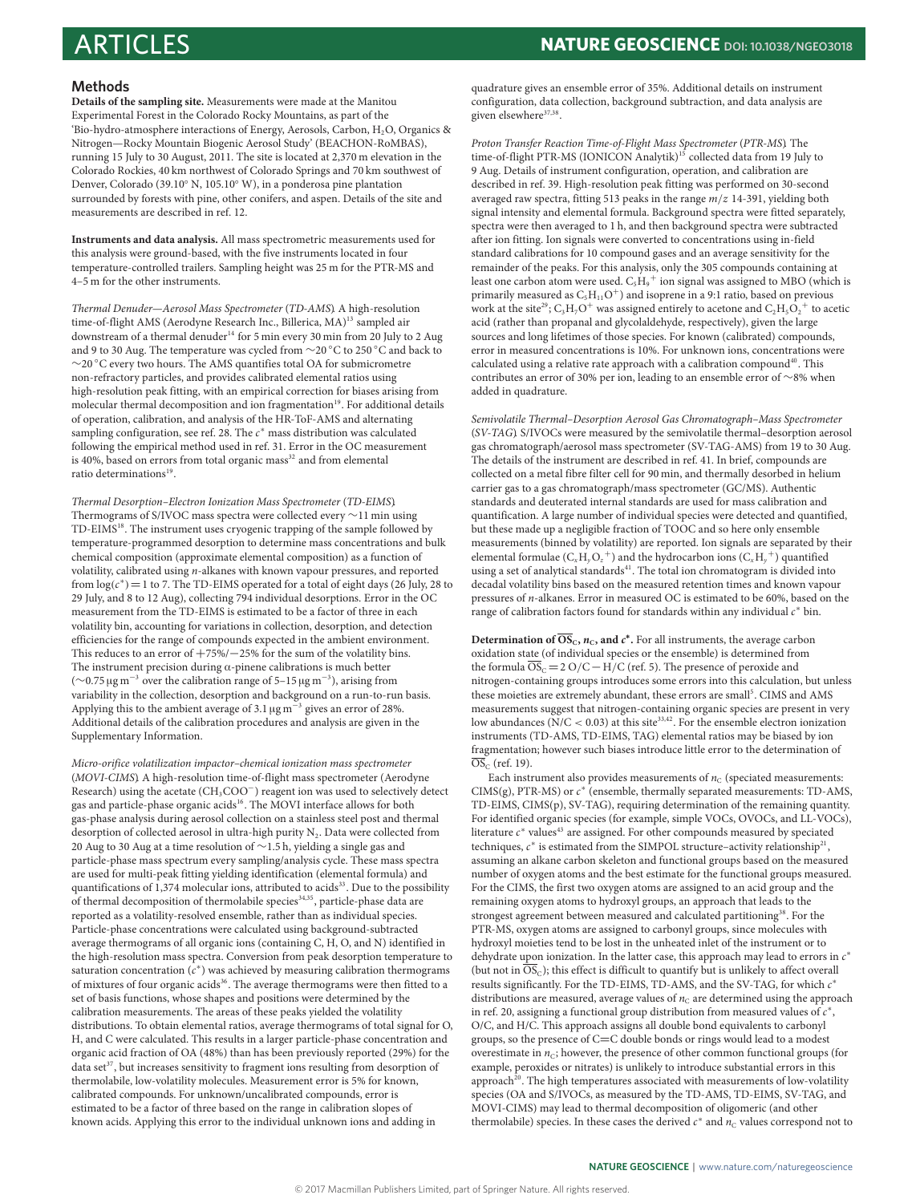## Methods

**Details of the sampling site.** Measurements were made at the Manitou Experimental Forest in the Colorado Rocky Mountains, as part of the 'Bio-hydro-atmosphere interactions of Energy, Aerosols, Carbon, $H_2O$, Organics & Nitrogen—Rocky Mountain Biogenic Aerosol Study' (BEACHON-RoMBAS), running 15 July to 30 August, 2011. The site is located at 2,370 m elevation in the Colorado Rockies, 40 km northwest of Colorado Springs and 70 km southwest of Denver, Colorado (39.10° N, 105.10° W), in a ponderosa pine plantation surrounded by forests with pine, other conifers, and aspen. Details of the site and measurements are described in ref. 12.

**Instruments and data analysis.** All mass spectrometric measurements used for this analysis were ground-based, with the five instruments located in four temperature-controlled trailers. Sampling height was 25 m for the PTR-MS and 4–5 m for the other instruments.

*Thermal Denuder—Aerosol Mass Spectrometer* (*TD-AMS*). A high-resolution time-of-flight AMS (Aerodyne Research Inc., Billerica, MA)[13] sampled air downstream of a thermal denuder[14] for 5 min every 30 min from 20 July to 2 Aug and 9 to 30 Aug. The temperature was cycled from ~20 °C to 250 °C and back to ~20 °C every two hours. The AMS quantifies total OA for submicrometre non-refractory particles, and provides calibrated elemental ratios using high-resolution peak fitting, with an empirical correction for biases arising from molecular thermal decomposition and ion fragmentation[19]. For additional details of operation, calibration, and analysis of the HR-ToF-AMS and alternating sampling configuration, see ref. 28. The $c^*$ mass distribution was calculated following the empirical method used in ref. 31. Error in the OC measurement is 40%, based on errors from total organic mass[32] and from elemental ratio determinations[19].

*Thermal Desorption–Electron Ionization Mass Spectrometer* (*TD-EIMS*). Thermograms of S/IVOC mass spectra were collected every ~11 min using TD-EIMS[18]. The instrument uses cryogenic trapping of the sample followed by temperature-programmed desorption to determine mass concentrations and bulk chemical composition (approximate elemental composition) as a function of volatility, calibrated using *n*-alkanes with known vapour pressures, and reported from $\log(c^*) = 1$ to 7. The TD-EIMS operated for a total of eight days (26 July, 28 to 29 July, and 8 to 12 Aug), collecting 794 individual desorptions. Error in the OC measurement from the TD-EIMS is estimated to be a factor of three in each volatility bin, accounting for variations in collection, desorption, and detection efficiencies for the range of compounds expected in the ambient environment. This reduces to an error of +75%/−25% for the sum of the volatility bins. The instrument precision during α-pinene calibrations is much better (~0.75 μg m$^{-3}$ over the calibration range of 5–15 μg m$^{-3}$), arising from variability in the collection, desorption and background on a run-to-run basis. Applying this to the ambient average of 3.1 μg m$^{-3}$ gives an error of 28%. Additional details of the calibration procedures and analysis are given in the Supplementary Information.

*Micro-orifice volatilization impactor–chemical ionization mass spectrometer* (*MOVI-CIMS*). A high-resolution time-of-flight mass spectrometer (Aerodyne Research) using the acetate ($CH_3COO^-$) reagent ion was used to selectively detect gas and particle-phase organic acids[16]. The MOVI interface allows for both gas-phase analysis during aerosol collection on a stainless steel post and thermal desorption of collected aerosol in ultra-high purity $N_2$. Data were collected from 20 Aug to 30 Aug at a time resolution of ~1.5 h, yielding a single gas and particle-phase mass spectrum every sampling/analysis cycle. These mass spectra are used for multi-peak fitting yielding identification (elemental formula) and quantifications of 1,374 molecular ions, attributed to acids[33]. Due to the possibility of thermal decomposition of thermolabile species[34,35], particle-phase data are reported as a volatility-resolved ensemble, rather than as individual species. Particle-phase concentrations were calculated using background-subtracted average thermograms of all organic ions (containing C, H, O, and N) identified in the high-resolution mass spectra. Conversion from peak desorption temperature to saturation concentration ($c^*$) was achieved by measuring calibration thermograms of mixtures of four organic acids[36]. The average thermograms were then fitted to a set of basis functions, whose shapes and positions were determined by the calibration measurements. The areas of these peaks yielded the volatility distributions. To obtain elemental ratios, average thermograms of total signal for O, H, and C were calculated. This results in a larger particle-phase concentration and organic acid fraction of OA (48%) than has been previously reported (29%) for the data set[37], but increases sensitivity to fragment ions resulting from desorption of thermolabile, low-volatility molecules. Measurement error is 5% for known, calibrated compounds. For unknown/uncalibrated compounds, error is estimated to be a factor of three based on the range in calibration slopes of known acids. Applying this error to the individual unknown ions and adding in quadrature gives an ensemble error of 35%. Additional details on instrument configuration, data collection, background subtraction, and data analysis are given elsewhere[37,38].

*Proton Transfer Reaction Time-of-Flight Mass Spectrometer* (*PTR-MS*). The time-of-flight PTR-MS (IONICON Analytik)[15] collected data from 19 July to 9 Aug. Details of instrument configuration, operation, and calibration are described in ref. 39. High-resolution peak fitting was performed on 30-second averaged raw spectra, fitting 513 peaks in the range *m*/*z* 14-391, yielding both signal intensity and elemental formula. Background spectra were fitted separately, spectra were then averaged to 1 h, and then background spectra were subtracted after ion fitting. Ion signals were converted to concentrations using in-field standard calibrations for 10 compound gases and an average sensitivity for the remainder of the peaks. For this analysis, only the 305 compounds containing at least one carbon atom were used. $C_5H_9^+$ ion signal was assigned to MBO (which is primarily measured as $C_5H_{11}O^+$) and isoprene in a 9:1 ratio, based on previous work at the site[29]; $C_3H_7O^+$ was assigned entirely to acetone and $C_2H_5O_2^+$ to acetic acid (rather than propanal and glycolaldehyde, respectively), given the large sources and long lifetimes of those species. For known (calibrated) compounds, error in measured concentrations is 10%. For unknown ions, concentrations were calculated using a relative rate approach with a calibration compound[40]. This contributes an error of 30% per ion, leading to an ensemble error of ~8% when added in quadrature.

*Semivolatile Thermal–Desorption Aerosol Gas Chromatograph–Mass Spectrometer* (*SV-TAG*). S/IVOCs were measured by the semivolatile thermal–desorption aerosol gas chromatograph/aerosol mass spectrometer (SV-TAG-AMS) from 19 to 30 Aug. The details of the instrument are described in ref. 41. In brief, compounds are collected on a metal fibre filter cell for 90 min, and thermally desorbed in helium carrier gas to a gas chromatograph/mass spectrometer (GC/MS). Authentic standards and deuterated internal standards are used for mass calibration and quantification. A large number of individual species were detected and quantified, but these made up a negligible fraction of TOOC and so here only ensemble measurements (binned by volatility) are reported. Ion signals are separated by their elemental formulae ($C_xH_yO_z^+$) and the hydrocarbon ions ($C_xH_y^+$) quantified using a set of analytical standards[41]. The total ion chromatogram is divided into decadal volatility bins based on the measured retention times and known vapour pressures of *n*-alkanes. Error in measured OC is estimated to be 60%, based on the range of calibration factors found for standards within any individual $c^*$ bin.

**Determination of $\overline{OS}_C$, $n_C$, and $c^*$.** For all instruments, the average carbon oxidation state (of individual species or the ensemble) is determined from the formula $\overline{OS}_C = 2\,O/C - H/C$ (ref. 5). The presence of peroxide and nitrogen-containing groups introduces some errors into this calculation, but unless these moieties are extremely abundant, these errors are small[5]. CIMS and AMS measurements suggest that nitrogen-containing organic species are present in very low abundances ($N/C < 0.03$) at this site[33,42]. For the ensemble electron ionization instruments (TD-AMS, TD-EIMS, TAG) elemental ratios may be biased by ion fragmentation; however such biases introduce little error to the determination of $\overline{OS}_C$ (ref. 19).

Each instrument also provides measurements of $n_C$ (speciated measurements: CIMS(g), PTR-MS) or $c^*$ (ensemble, thermally separated measurements: TD-AMS, TD-EIMS, CIMS(p), SV-TAG), requiring determination of the remaining quantity. For identified organic species (for example, simple VOCs, OVOCs, and LL-VOCs), literature $c^*$ values[43] are assigned. For other compounds measured by speciated techniques, $c^*$ is estimated from the SIMPOL structure–activity relationship[21], assuming an alkane carbon skeleton and functional groups based on the measured number of oxygen atoms and the best estimate for the functional groups measured. For the CIMS, the first two oxygen atoms are assigned to an acid group and the remaining oxygen atoms to hydroxyl groups, an approach that leads to the strongest agreement between measured and calculated partitioning[38]. For the PTR-MS, oxygen atoms are assigned to carbonyl groups, since molecules with hydroxyl moieties tend to be lost in the unheated inlet of the instrument or to dehydrate upon ionization. In the latter case, this approach may lead to errors in $c^*$ (but not in $\overline{OS}_C$); this effect is difficult to quantify but is unlikely to affect overall results significantly. For the TD-EIMS, TD-AMS, and the SV-TAG, for which $c^*$ distributions are measured, average values of $n_C$ are determined using the approach in ref. 20, assigning a functional group distribution from measured values of $c^*$, O/C, and H/C. This approach assigns all double bond equivalents to carbonyl groups, so the presence of C=C double bonds or rings would lead to a modest overestimate in $n_C$; however, the presence of other common functional groups (for example, peroxides or nitrates) is unlikely to introduce substantial errors in this approach[20]. The high temperatures associated with measurements of low-volatility species (OA and S/IVOCs, as measured by the TD-AMS, TD-EIMS, SV-TAG, and MOVI-CIMS) may lead to thermal decomposition of oligomeric (and other thermolabile) species. In these cases the derived $c^*$ and $n_C$ values correspond not to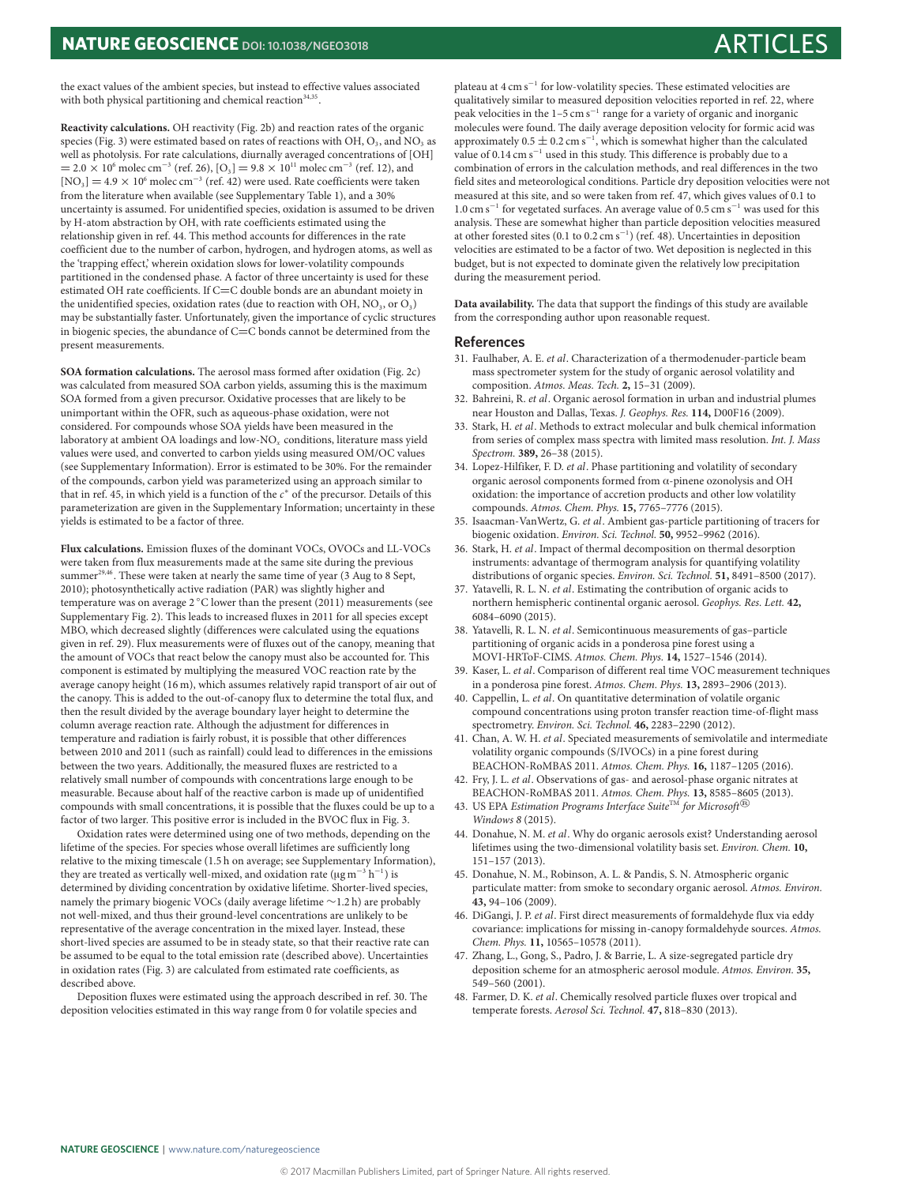the exact values of the ambient species, but instead to effective values associated with both physical partitioning and chemical reaction[34,35].

**Reactivity calculations.** OH reactivity (Fig. 2b) and reaction rates of the organic species (Fig. 3) were estimated based on rates of reactions with OH, $O_3$, and $NO_3$ as well as photolysis. For rate calculations, diurnally averaged concentrations of [OH] $= 2.0 \times 10^6$ molec cm$^{-3}$ (ref. 26), $[O_3] = 9.8 \times 10^{11}$ molec cm$^{-3}$ (ref. 12), and $[NO_3] = 4.9 \times 10^6$ molec cm$^{-3}$ (ref. 42) were used. Rate coefficients were taken from the literature when available (see Supplementary Table 1), and a 30% uncertainty is assumed. For unidentified species, oxidation is assumed to be driven by H-atom abstraction by OH, with rate coefficients estimated using the relationship given in ref. 44. This method accounts for differences in the rate coefficient due to the number of carbon, hydrogen, and hydrogen atoms, as well as the 'trapping effect,' wherein oxidation slows for lower-volatility compounds partitioned in the condensed phase. A factor of three uncertainty is used for these estimated OH rate coefficients. If C=C double bonds are an abundant moiety in the unidentified species, oxidation rates (due to reaction with OH, $NO_3$, or $O_3$) may be substantially faster. Unfortunately, given the importance of cyclic structures in biogenic species, the abundance of C=C bonds cannot be determined from the present measurements.

**SOA formation calculations.** The aerosol mass formed after oxidation (Fig. 2c) was calculated from measured SOA carbon yields, assuming this is the maximum SOA formed from a given precursor. Oxidative processes that are likely to be unimportant within the OFR, such as aqueous-phase oxidation, were not considered. For compounds whose SOA yields have been measured in the laboratory at ambient OA loadings and low-$NO_x$ conditions, literature mass yield values were used, and converted to carbon yields using measured OM/OC values (see Supplementary Information). Error is estimated to be 30%. For the remainder of the compounds, carbon yield was parameterized using an approach similar to that in ref. 45, in which yield is a function of the $c^*$ of the precursor. Details of this parameterization are given in the Supplementary Information; uncertainty in these yields is estimated to be a factor of three.

**Flux calculations.** Emission fluxes of the dominant VOCs, OVOCs and LL-VOCs were taken from flux measurements made at the same site during the previous summer[29,46]. These were taken at nearly the same time of year (3 Aug to 8 Sept, 2010); photosynthetically active radiation (PAR) was slightly higher and temperature was on average 2 °C lower than the present (2011) measurements (see Supplementary Fig. 2). This leads to increased fluxes in 2011 for all species except MBO, which decreased slightly (differences were calculated using the equations given in ref. 29). Flux measurements were of fluxes out of the canopy, meaning that the amount of VOCs that react below the canopy must also be accounted for. This component is estimated by multiplying the measured VOC reaction rate by the average canopy height (16 m), which assumes relatively rapid transport of air out of the canopy. This is added to the out-of-canopy flux to determine the total flux, and then the result divided by the average boundary layer height to determine the column average reaction rate. Although the adjustment for differences in temperature and radiation is fairly robust, it is possible that other differences between 2010 and 2011 (such as rainfall) could lead to differences in the emissions between the two years. Additionally, the measured fluxes are restricted to a relatively small number of compounds with concentrations large enough to be measurable. Because about half of the reactive carbon is made up of unidentified compounds with small concentrations, it is possible that the fluxes could be up to a factor of two larger. This positive error is included in the BVOC flux in Fig. 3.

Oxidation rates were determined using one of two methods, depending on the lifetime of the species. For species whose overall lifetimes are sufficiently long relative to the mixing timescale (1.5 h on average; see Supplementary Information), they are treated as vertically well-mixed, and oxidation rate (μg m$^{-3}$ h$^{-1}$) is determined by dividing concentration by oxidative lifetime. Shorter-lived species, namely the primary biogenic VOCs (daily average lifetime ~1.2 h) are probably not well-mixed, and thus their ground-level concentrations are unlikely to be representative of the average concentration in the mixed layer. Instead, these short-lived species are assumed to be in steady state, so that their reactive rate can be assumed to be equal to the total emission rate (described above). Uncertainties in oxidation rates (Fig. 3) are calculated from estimated rate coefficients, as described above.

Deposition fluxes were estimated using the approach described in ref. 30. The deposition velocities estimated in this way range from 0 for volatile species and plateau at 4 cm s$^{-1}$ for low-volatility species. These estimated velocities are qualitatively similar to measured deposition velocities reported in ref. 22, where peak velocities in the 1–5 cm s$^{-1}$ range for a variety of organic and inorganic molecules were found. The daily average deposition velocity for formic acid was approximately $0.5 \pm 0.2$ cm s$^{-1}$, which is somewhat higher than the calculated value of 0.14 cm s$^{-1}$ used in this study. This difference is probably due to a combination of errors in the calculation methods, and real differences in the two field sites and meteorological conditions. Particle dry deposition velocities were not measured at this site, and so were taken from ref. 47, which gives values of 0.1 to 1.0 cm s$^{-1}$ for vegetated surfaces. An average value of 0.5 cm s$^{-1}$ was used for this analysis. These are somewhat higher than particle deposition velocities measured at other forested sites (0.1 to 0.2 cm s$^{-1}$) (ref. 48). Uncertainties in deposition velocities are estimated to be a factor of two. Wet deposition is neglected in this budget, but is not expected to dominate given the relatively low precipitation during the measurement period.

**Data availability.** The data that support the findings of this study are available from the corresponding author upon reasonable request.

## References

31. Faulhaber, A. E. *et al*. Characterization of a thermodenuder-particle beam mass spectrometer system for the study of organic aerosol volatility and composition. *Atmos. Meas. Tech.* **2,** 15–31 (2009).
32. Bahreini, R. *et al*. Organic aerosol formation in urban and industrial plumes near Houston and Dallas, Texas. *J. Geophys. Res.* **114,** D00F16 (2009).
33. Stark, H. *et al*. Methods to extract molecular and bulk chemical information from series of complex mass spectra with limited mass resolution. *Int. J. Mass Spectrom.* **389,** 26–38 (2015).
34. Lopez-Hilfiker, F. D. *et al*. Phase partitioning and volatility of secondary organic aerosol components formed from α-pinene ozonolysis and OH oxidation: the importance of accretion products and other low volatility compounds. *Atmos. Chem. Phys.* **15,** 7765–7776 (2015).
35. Isaacman-VanWertz, G. *et al*. Ambient gas-particle partitioning of tracers for biogenic oxidation. *Environ. Sci. Technol.* **50,** 9952–9962 (2016).
36. Stark, H. *et al*. Impact of thermal decomposition on thermal desorption instruments: advantage of thermogram analysis for quantifying volatility distributions of organic species. *Environ. Sci. Technol.* **51,** 8491–8500 (2017).
37. Yatavelli, R. L. N. *et al*. Estimating the contribution of organic acids to northern hemispheric continental organic aerosol. *Geophys. Res. Lett.* **42,** 6084–6090 (2015).
38. Yatavelli, R. L. N. *et al*. Semicontinuous measurements of gas–particle partitioning of organic acids in a ponderosa pine forest using a MOVI-HRToF-CIMS. *Atmos. Chem. Phys.* **14,** 1527–1546 (2014).
39. Kaser, L. *et al*. Comparison of different real time VOC measurement techniques in a ponderosa pine forest. *Atmos. Chem. Phys.* **13,** 2893–2906 (2013).
40. Cappellin, L. *et al*. On quantitative determination of volatile organic compound concentrations using proton transfer reaction time-of-flight mass spectrometry. *Environ. Sci. Technol.* **46,** 2283–2290 (2012).
41. Chan, A. W. H. *et al*. Speciated measurements of semivolatile and intermediate volatility organic compounds (S/IVOCs) in a pine forest during BEACHON-RoMBAS 2011. *Atmos. Chem. Phys.* **16,** 1187–1205 (2016).
42. Fry, J. L. *et al*. Observations of gas- and aerosol-phase organic nitrates at BEACHON-RoMBAS 2011. *Atmos. Chem. Phys.* **13,** 8585–8605 (2013).
43. US EPA *Estimation Programs Interface Suite™ for Microsoft® Windows 8* (2015).
44. Donahue, N. M. *et al*. Why do organic aerosols exist? Understanding aerosol lifetimes using the two-dimensional volatility basis set. *Environ. Chem.* **10,** 151–157 (2013).
45. Donahue, N. M., Robinson, A. L. & Pandis, S. N. Atmospheric organic particulate matter: from smoke to secondary organic aerosol. *Atmos. Environ.* **43,** 94–106 (2009).
46. DiGangi, J. P. *et al*. First direct measurements of formaldehyde flux via eddy covariance: implications for missing in-canopy formaldehyde sources. *Atmos. Chem. Phys.* **11,** 10565–10578 (2011).
47. Zhang, L., Gong, S., Padro, J. & Barrie, L. A size-segregated particle dry deposition scheme for an atmospheric aerosol module. *Atmos. Environ.* **35,** 549–560 (2001).
48. Farmer, D. K. *et al*. Chemically resolved particle fluxes over tropical and temperate forests. *Aerosol Sci. Technol.* **47,** 818–830 (2013).